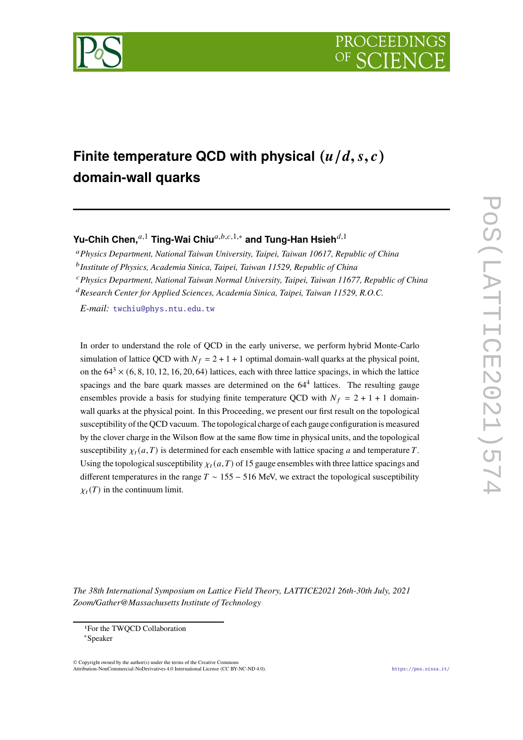# Finite temperature QCD with physical $(u/d, s, c)$ domain-wall quarks

**Yu-Chih Chen,**[a,1] **Ting-Wai Chiu**[a,b,c,1,*] **and Tung-Han Hsieh**[d,1]

[a] *Physics Department, National Taiwan University, Taipei, Taiwan 10617, Republic of China*

[b] *Institute of Physics, Academia Sinica, Taipei, Taiwan 11529, Republic of China*

[c] *Physics Department, National Taiwan Normal University, Taipei, Taiwan 11677, Republic of China*

[d] *Research Center for Applied Sciences, Academia Sinica, Taipei, Taiwan 11529, R.O.C.*

*E-mail:* twchiu@phys.ntu.edu.tw

In order to understand the role of QCD in the early universe, we perform hybrid Monte-Carlo simulation of lattice QCD with $N_f = 2 + 1 + 1$ optimal domain-wall quarks at the physical point, on the $64^3 \times (6, 8, 10, 12, 16, 20, 64)$ lattices, each with three lattice spacings, in which the lattice spacings and the bare quark masses are determined on the $64^4$ lattices. The resulting gauge ensembles provide a basis for studying finite temperature QCD with $N_f = 2 + 1 + 1$ domain-wall quarks at the physical point. In this Proceeding, we present our first result on the topological susceptibility of the QCD vacuum. The topological charge of each gauge configuration is measured by the clover charge in the Wilson flow at the same flow time in physical units, and the topological susceptibility $\chi_t(a, T)$ is determined for each ensemble with lattice spacing $a$ and temperature $T$. Using the topological susceptibility $\chi_t(a, T)$ of 15 gauge ensembles with three lattice spacings and different temperatures in the range $T \sim 155 - 516$ MeV, we extract the topological susceptibility $\chi_t(T)$ in the continuum limit.

*The 38th International Symposium on Lattice Field Theory, LATTICE2021 26th-30th July, 2021 Zoom/Gather@Massachusetts Institute of Technology*

[1] For the TWQCD Collaboration

[*] Speaker

© Copyright owned by the author(s) under the terms of the Creative Commons Attribution-NonCommercial-NoDerivatives 4.0 International License (CC BY-NC-ND 4.0).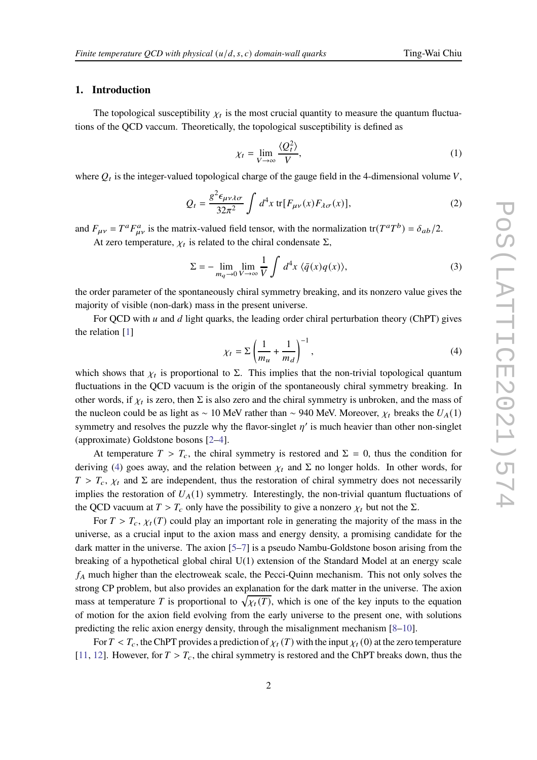## 1. Introduction

The topological susceptibility $\chi_t$ is the most crucial quantity to measure the quantum fluctuations of the QCD vaccum. Theoretically, the topological susceptibility is defined as

$$\chi_t = \lim_{V \to \infty} \frac{\langle Q_t^2 \rangle}{V}, \tag{1}$$

where $Q_t$ is the integer-valued topological charge of the gauge field in the 4-dimensional volume $V$,

$$Q_t = \frac{g^2 \epsilon_{\mu\nu\lambda\sigma}}{32\pi^2} \int d^4x \, \mathrm{tr}[F_{\mu\nu}(x) F_{\lambda\sigma}(x)], \tag{2}$$

and $F_{\mu\nu} = T^a F_{\mu\nu}^a$ is the matrix-valued field tensor, with the normalization $\mathrm{tr}(T^a T^b) = \delta_{ab}/2$.

At zero temperature, $\chi_t$ is related to the chiral condensate $\Sigma$,

$$\Sigma = - \lim_{m_q \to 0} \lim_{V \to \infty} \frac{1}{V} \int d^4x \, \langle \bar{q}(x) q(x) \rangle, \tag{3}$$

the order parameter of the spontaneously chiral symmetry breaking, and its nonzero value gives the majority of visible (non-dark) mass in the present universe.

For QCD with $u$ and $d$ light quarks, the leading order chiral perturbation theory (ChPT) gives the relation [1]

$$\chi_t = \Sigma \left( \frac{1}{m_u} + \frac{1}{m_d} \right)^{-1}, \tag{4}$$

which shows that $\chi_t$ is proportional to $\Sigma$. This implies that the non-trivial topological quantum fluctuations in the QCD vacuum is the origin of the spontaneously chiral symmetry breaking. In other words, if $\chi_t$ is zero, then $\Sigma$ is also zero and the chiral symmetry is unbroken, and the mass of the nucleon could be as light as $\sim 10$ MeV rather than $\sim 940$ MeV. Moreover, $\chi_t$ breaks the $U_A(1)$ symmetry and resolves the puzzle why the flavor-singlet $\eta'$ is much heavier than other non-singlet (approximate) Goldstone bosons [2–4].

At temperature $T > T_c$, the chiral symmetry is restored and $\Sigma = 0$, thus the condition for deriving (4) goes away, and the relation between $\chi_t$ and $\Sigma$ no longer holds. In other words, for $T > T_c$, $\chi_t$ and $\Sigma$ are independent, thus the restoration of chiral symmetry does not necessarily implies the restoration of $U_A(1)$ symmetry. Interestingly, the non-trivial quantum fluctuations of the QCD vacuum at $T > T_c$ only have the possibility to give a nonzero $\chi_t$ but not the $\Sigma$.

For $T > T_c$, $\chi_t(T)$ could play an important role in generating the majority of the mass in the universe, as a crucial input to the axion mass and energy density, a promising candidate for the dark matter in the universe. The axion [5–7] is a pseudo Nambu-Goldstone boson arising from the breaking of a hypothetical global chiral U(1) extension of the Standard Model at an energy scale $f_A$ much higher than the electroweak scale, the Pecci-Quinn mechanism. This not only solves the strong CP problem, but also provides an explanation for the dark matter in the universe. The axion mass at temperature $T$ is proportional to $\sqrt{\chi_t(T)}$, which is one of the key inputs to the equation of motion for the axion field evolving from the early universe to the present one, with solutions predicting the relic axion energy density, through the misalignment mechanism [8–10].

For $T < T_c$, the ChPT provides a prediction of $\chi_t(T)$ with the input $\chi_t(0)$ at the zero temperature [11, 12]. However, for $T > T_c$, the chiral symmetry is restored and the ChPT breaks down, thus the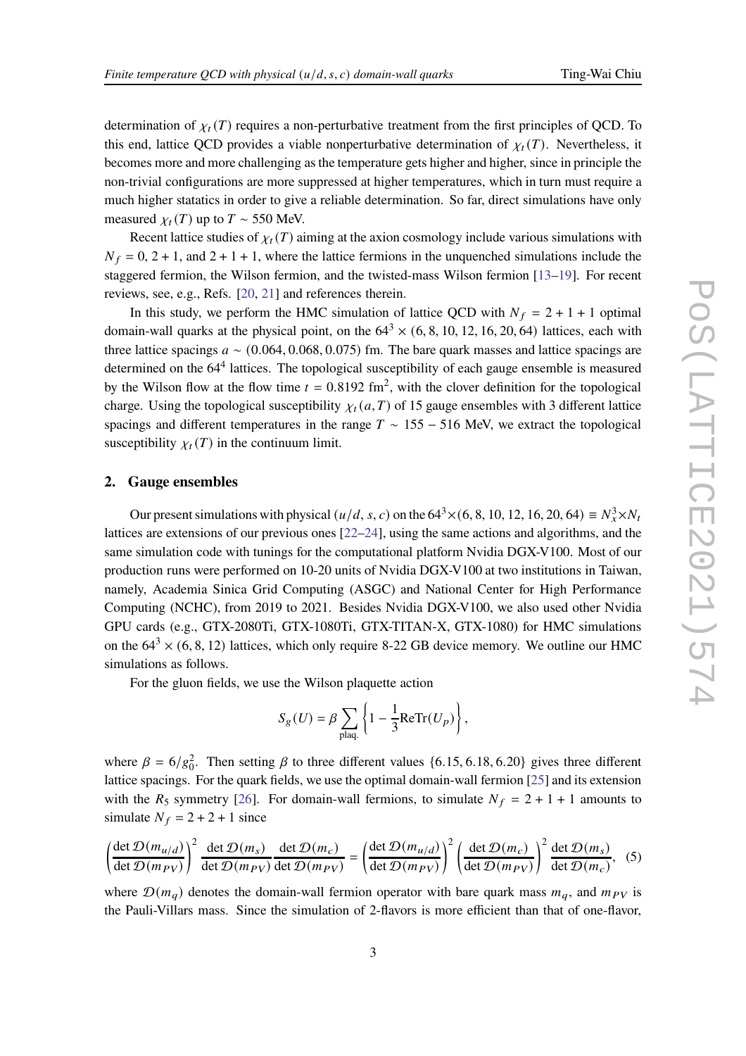determination of $\chi_t(T)$ requires a non-perturbative treatment from the first principles of QCD. To this end, lattice QCD provides a viable nonperturbative determination of $\chi_t(T)$. Nevertheless, it becomes more and more challenging as the temperature gets higher and higher, since in principle the non-trivial configurations are more suppressed at higher temperatures, which in turn must require a much higher statistics in order to give a reliable determination. So far, direct simulations have only measured $\chi_t(T)$ up to $T \sim 550$ MeV.

Recent lattice studies of $\chi_t(T)$ aiming at the axion cosmology include various simulations with $N_f = 0$, $2+1$, and $2+1+1$, where the lattice fermions in the unquenched simulations include the staggered fermion, the Wilson fermion, and the twisted-mass Wilson fermion [13–19]. For recent reviews, see, e.g., Refs. [20, 21] and references therein.

In this study, we perform the HMC simulation of lattice QCD with $N_f = 2+1+1$ optimal domain-wall quarks at the physical point, on the $64^3 \times (6, 8, 10, 12, 16, 20, 64)$ lattices, each with three lattice spacings $a \sim (0.064, 0.068, 0.075)$ fm. The bare quark masses and lattice spacings are determined on the $64^4$ lattices. The topological susceptibility of each gauge ensemble is measured by the Wilson flow at the flow time $t = 0.8192$ fm$^2$, with the clover definition for the topological charge. Using the topological susceptibility $\chi_t(a, T)$ of 15 gauge ensembles with 3 different lattice spacings and different temperatures in the range $T \sim 155 - 516$ MeV, we extract the topological susceptibility $\chi_t(T)$ in the continuum limit.

## 2. Gauge ensembles

Our present simulations with physical $(u/d, s, c)$ on the $64^3 \times (6, 8, 10, 12, 16, 20, 64) \equiv N_x^3 \times N_t$ lattices are extensions of our previous ones [22–24], using the same actions and algorithms, and the same simulation code with tunings for the computational platform Nvidia DGX-V100. Most of our production runs were performed on 10-20 units of Nvidia DGX-V100 at two institutions in Taiwan, namely, Academia Sinica Grid Computing (ASGC) and National Center for High Performance Computing (NCHC), from 2019 to 2021. Besides Nvidia DGX-V100, we also used other Nvidia GPU cards (e.g., GTX-2080Ti, GTX-1080Ti, GTX-TITAN-X, GTX-1080) for HMC simulations on the $64^3 \times (6, 8, 12)$ lattices, which only require 8-22 GB device memory. We outline our HMC simulations as follows.

For the gluon fields, we use the Wilson plaquette action

$$S_g(U) = \beta \sum_{\text{plaq.}} \left\{ 1 - \frac{1}{3} \text{ReTr}(U_p) \right\},$$

where $\beta = 6/g_0^2$. Then setting $\beta$ to three different values $\{6.15, 6.18, 6.20\}$ gives three different lattice spacings. For the quark fields, we use the optimal domain-wall fermion [25] and its extension with the $R_5$ symmetry [26]. For domain-wall fermions, to simulate $N_f = 2+1+1$ amounts to simulate $N_f = 2+2+1$ since

$$\left( \frac{\det \mathcal{D}(m_{u/d})}{\det \mathcal{D}(m_{PV})} \right)^2 \frac{\det \mathcal{D}(m_s)}{\det \mathcal{D}(m_{PV})} \frac{\det \mathcal{D}(m_c)}{\det \mathcal{D}(m_{PV})} = \left( \frac{\det \mathcal{D}(m_{u/d})}{\det \mathcal{D}(m_{PV})} \right)^2 \left( \frac{\det \mathcal{D}(m_c)}{\det \mathcal{D}(m_{PV})} \right)^2 \frac{\det \mathcal{D}(m_s)}{\det \mathcal{D}(m_c)}, \quad (5)$$

where $\mathcal{D}(m_q)$ denotes the domain-wall fermion operator with bare quark mass $m_q$, and $m_{PV}$ is the Pauli-Villars mass. Since the simulation of 2-flavors is more efficient than that of one-flavor,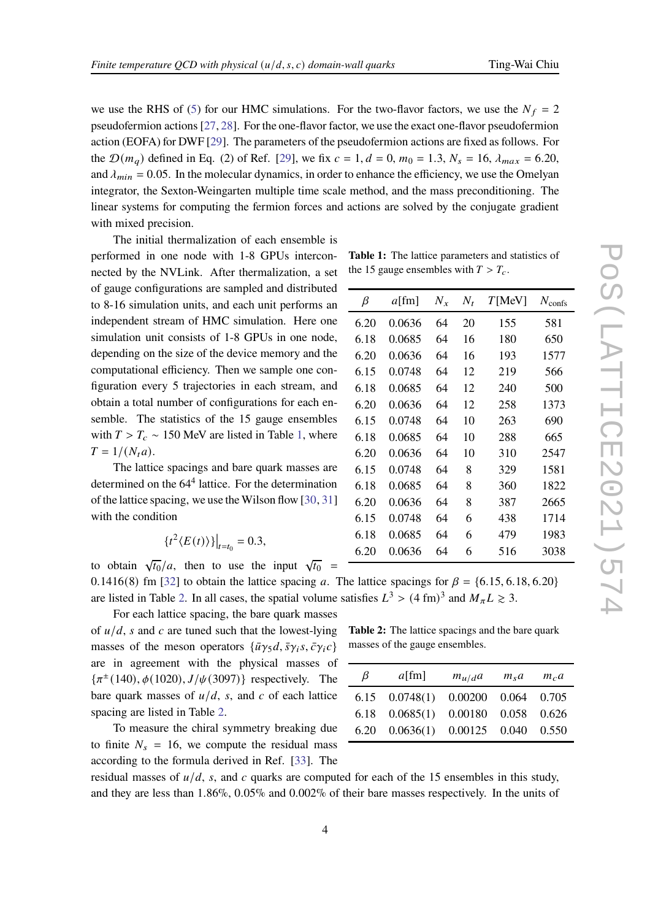we use the RHS of (5) for our HMC simulations. For the two-flavor factors, we use the $N_f = 2$ pseudofermion actions [27, 28]. For the one-flavor factor, we use the exact one-flavor pseudofermion action (EOFA) for DWF [29]. The parameters of the pseudofermion actions are fixed as follows. For the $\mathcal{D}(m_q)$ defined in Eq. (2) of Ref. [29], we fix $c = 1, d = 0, m_0 = 1.3, N_s = 16, \lambda_{max} = 6.20$, and $\lambda_{min} = 0.05$. In the molecular dynamics, in order to enhance the efficiency, we use the Omelyan integrator, the Sexton-Weingarten multiple time scale method, and the mass preconditioning. The linear systems for computing the fermion forces and actions are solved by the conjugate gradient with mixed precision.

The initial thermalization of each ensemble is performed in one node with 1-8 GPUs interconnected by the NVLink. After thermalization, a set of gauge configurations are sampled and distributed to 8-16 simulation units, and each unit performs an independent stream of HMC simulation. Here one simulation unit consists of 1-8 GPUs in one node, depending on the size of the device memory and the computational efficiency. Then we sample one configuration every 5 trajectories in each stream, and obtain a total number of configurations for each ensemble. The statistics of the 15 gauge ensembles with $T > T_c \sim 150$ MeV are listed in Table 1, where $T = 1/(N_t a)$.

**Table 1:** The lattice parameters and statistics of the 15 gauge ensembles with $T > T_c$.

| $\beta$ | $a$[fm] | $N_x$ | $N_t$ | $T$[MeV] | $N_{\text{confs}}$ |
|---|---|---|---|---|---|
| 6.20 | 0.0636 | 64 | 20 | 155 | 581 |
| 6.18 | 0.0685 | 64 | 16 | 180 | 650 |
| 6.20 | 0.0636 | 64 | 16 | 193 | 1577 |
| 6.15 | 0.0748 | 64 | 12 | 219 | 566 |
| 6.18 | 0.0685 | 64 | 12 | 240 | 500 |
| 6.20 | 0.0636 | 64 | 12 | 258 | 1373 |
| 6.15 | 0.0748 | 64 | 10 | 263 | 690 |
| 6.18 | 0.0685 | 64 | 10 | 288 | 665 |
| 6.20 | 0.0636 | 64 | 10 | 310 | 2547 |
| 6.15 | 0.0748 | 64 | 8 | 329 | 1581 |
| 6.18 | 0.0685 | 64 | 8 | 360 | 1822 |
| 6.20 | 0.0636 | 64 | 8 | 387 | 2665 |
| 6.15 | 0.0748 | 64 | 6 | 438 | 1714 |
| 6.18 | 0.0685 | 64 | 6 | 479 | 1983 |
| 6.20 | 0.0636 | 64 | 6 | 516 | 3038 |

The lattice spacings and bare quark masses are determined on the $64^4$ lattice. For the determination of the lattice spacing, we use the Wilson flow [30, 31] with the condition

$$\{t^2 \langle E(t) \rangle\}\big|_{t=t_0} = 0.3,$$

to obtain $\sqrt{t_0}/a$, then to use the input $\sqrt{t_0} = 0.1416(8)$ fm [32] to obtain the lattice spacing $a$. The lattice spacings for $\beta = \{6.15, 6.18, 6.20\}$ are listed in Table 2. In all cases, the spatial volume satisfies $L^3 > (4 \text{ fm})^3$ and $M_\pi L \gtrsim 3$.

For each lattice spacing, the bare quark masses of $u/d$, $s$ and $c$ are tuned such that the lowest-lying masses of the meson operators $\{\bar{u}\gamma_5 d, \bar{s}\gamma_i s, \bar{c}\gamma_i c\}$ are in agreement with the physical masses of $\{\pi^{\pm}(140), \phi(1020), J/\psi(3097)\}$ respectively. The bare quark masses of $u/d$, $s$, and $c$ of each lattice spacing are listed in Table 2.

**Table 2:** The lattice spacings and the bare quark masses of the gauge ensembles.

| $\beta$ | $a$[fm] | $m_{u/d}a$ | $m_s a$ | $m_c a$ |
|---|---|---|---|---|
| 6.15 | 0.0748(1) | 0.00200 | 0.064 | 0.705 |
| 6.18 | 0.0685(1) | 0.00180 | 0.058 | 0.626 |
| 6.20 | 0.0636(1) | 0.00125 | 0.040 | 0.550 |

To measure the chiral symmetry breaking due to finite $N_s = 16$, we compute the residual mass according to the formula derived in Ref. [33]. The residual masses of $u/d$, $s$, and $c$ quarks are computed for each of the 15 ensembles in this study, and they are less than 1.86%, 0.05% and 0.002% of their bare masses respectively. In the units of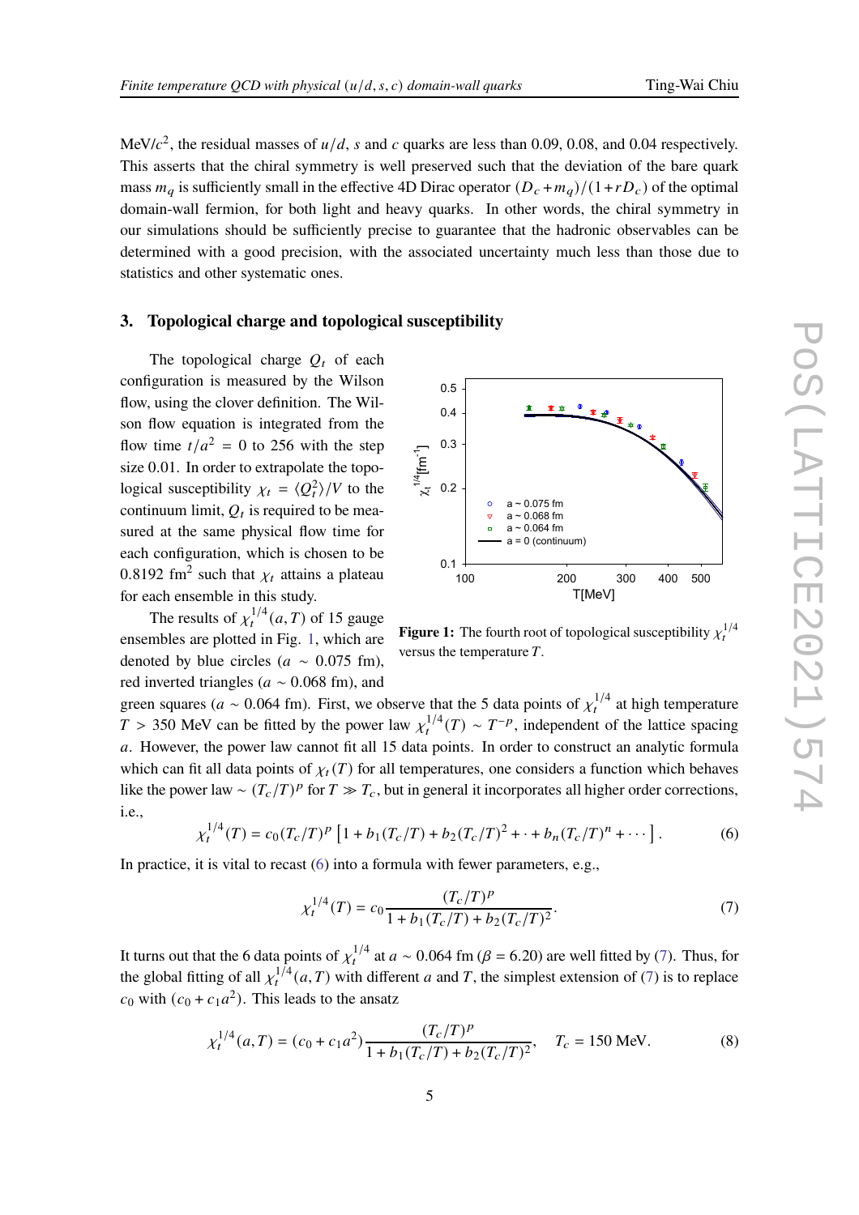MeV/$c^2$, the residual masses of $u/d$, $s$ and $c$ quarks are less than 0.09, 0.08, and 0.04 respectively. This asserts that the chiral symmetry is well preserved such that the deviation of the bare quark mass $m_q$ is sufficiently small in the effective 4D Dirac operator $(D_c + m_q)/(1 + rD_c)$ of the optimal domain-wall fermion, for both light and heavy quarks. In other words, the chiral symmetry in our simulations should be sufficiently precise to guarantee that the hadronic observables can be determined with a good precision, with the associated uncertainty much less than those due to statistics and other systematic ones.

## 3. Topological charge and topological susceptibility

The topological charge $Q_t$ of each configuration is measured by the Wilson flow, using the clover definition. The Wilson flow equation is integrated from the flow time $t/a^2 = 0$ to 256 with the step size 0.01. In order to extrapolate the topological susceptibility $\chi_t = \langle Q_t^2 \rangle / V$ to the continuum limit, $Q_t$ is required to be measured at the same physical flow time for each configuration, which is chosen to be 0.8192 fm$^2$ such that $\chi_t$ attains a plateau for each ensemble in this study.

The results of $\chi_t^{1/4}(a,T)$ of 15 gauge ensembles are plotted in Fig. 1, which are denoted by blue circles ($a \sim 0.075$ fm), red inverted triangles ($a \sim 0.068$ fm), and green squares ($a \sim 0.064$ fm). First, we observe that the 5 data points of $\chi_t^{1/4}$ at high temperature $T > 350$ MeV can be fitted by the power law $\chi_t^{1/4}(T) \sim T^{-p}$, independent of the lattice spacing $a$. However, the power law cannot fit all 15 data points. In order to construct an analytic formula which can fit all data points of $\chi_t(T)$ for all temperatures, one considers a function which behaves like the power law $\sim (T_c/T)^p$ for $T \gg T_c$, but in general it incorporates all higher order corrections, i.e.,

**Figure 1:** The fourth root of topological susceptibility $\chi_t^{1/4}$ versus the temperature $T$.

$$\chi_t^{1/4}(T) = c_0 (T_c/T)^p \left[ 1 + b_1 (T_c/T) + b_2 (T_c/T)^2 + \cdot + b_n (T_c/T)^n + \cdots \right]. \tag{6}$$

In practice, it is vital to recast (6) into a formula with fewer parameters, e.g.,

$$\chi_t^{1/4}(T) = c_0 \frac{(T_c/T)^p}{1 + b_1 (T_c/T) + b_2 (T_c/T)^2}. \tag{7}$$

It turns out that the 6 data points of $\chi_t^{1/4}$ at $a \sim 0.064$ fm ($\beta = 6.20$) are well fitted by (7). Thus, for the global fitting of all $\chi_t^{1/4}(a,T)$ with different $a$ and $T$, the simplest extension of (7) is to replace $c_0$ with $(c_0 + c_1 a^2)$. This leads to the ansatz

$$\chi_t^{1/4}(a,T) = (c_0 + c_1 a^2) \frac{(T_c/T)^p}{1 + b_1 (T_c/T) + b_2 (T_c/T)^2}, \quad T_c = 150 \text{ MeV}. \tag{8}$$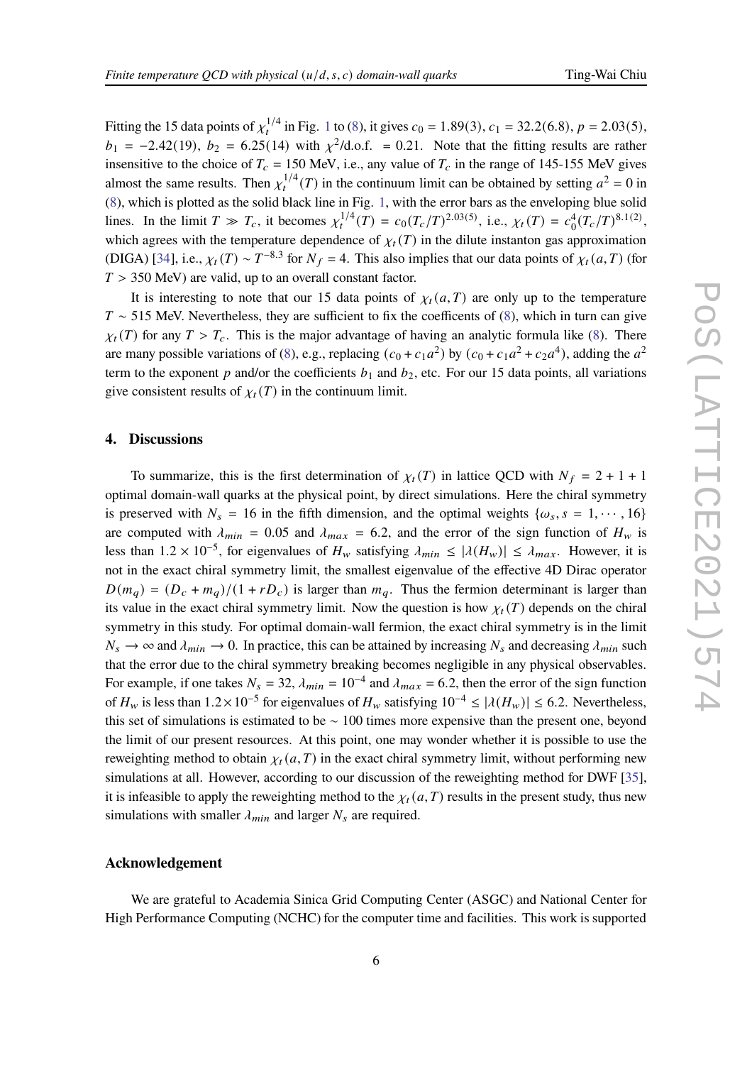Fitting the 15 data points of $\chi_t^{1/4}$ in Fig. 1 to (8), it gives $c_0 = 1.89(3)$, $c_1 = 32.2(6.8)$, $p = 2.03(5)$, $b_1 = -2.42(19)$, $b_2 = 6.25(14)$ with $\chi^2$/d.o.f. $= 0.21$. Note that the fitting results are rather insensitive to the choice of $T_c = 150$ MeV, i.e., any value of $T_c$ in the range of 145-155 MeV gives almost the same results. Then $\chi_t^{1/4}(T)$ in the continuum limit can be obtained by setting $a^2 = 0$ in (8), which is plotted as the solid black line in Fig. 1, with the error bars as the enveloping blue solid lines. In the limit $T \gg T_c$, it becomes $\chi_t^{1/4}(T) = c_0(T_c/T)^{2.03(5)}$, i.e., $\chi_t(T) = c_0^4(T_c/T)^{8.1(2)}$, which agrees with the temperature dependence of $\chi_t(T)$ in the dilute instanton gas approximation (DIGA) [34], i.e., $\chi_t(T) \sim T^{-8.3}$ for $N_f = 4$. This also implies that our data points of $\chi_t(a,T)$ (for $T > 350$ MeV) are valid, up to an overall constant factor.

It is interesting to note that our 15 data points of $\chi_t(a,T)$ are only up to the temperature $T \sim 515$ MeV. Nevertheless, they are sufficient to fix the coefficents of (8), which in turn can give $\chi_t(T)$ for any $T > T_c$. This is the major advantage of having an analytic formula like (8). There are many possible variations of (8), e.g., replacing $(c_0 + c_1 a^2)$ by $(c_0 + c_1 a^2 + c_2 a^4)$, adding the $a^2$ term to the exponent $p$ and/or the coefficients $b_1$ and $b_2$, etc. For our 15 data points, all variations give consistent results of $\chi_t(T)$ in the continuum limit.

## 4. Discussions

To summarize, this is the first determination of $\chi_t(T)$ in lattice QCD with $N_f = 2+1+1$ optimal domain-wall quarks at the physical point, by direct simulations. Here the chiral symmetry is preserved with $N_s = 16$ in the fifth dimension, and the optimal weights $\{\omega_s, s = 1, \cdots, 16\}$ are computed with $\lambda_{min} = 0.05$ and $\lambda_{max} = 6.2$, and the error of the sign function of $H_w$ is less than $1.2 \times 10^{-5}$, for eigenvalues of $H_w$ satisfying $\lambda_{min} \le |\lambda(H_w)| \le \lambda_{max}$. However, it is not in the exact chiral symmetry limit, the smallest eigenvalue of the effective 4D Dirac operator $D(m_q) = (D_c + m_q)/(1 + rD_c)$ is larger than $m_q$. Thus the fermion determinant is larger than its value in the exact chiral symmetry limit. Now the question is how $\chi_t(T)$ depends on the chiral symmetry in this study. For optimal domain-wall fermion, the exact chiral symmetry is in the limit $N_s \to \infty$ and $\lambda_{min} \to 0$. In practice, this can be attained by increasing $N_s$ and decreasing $\lambda_{min}$ such that the error due to the chiral symmetry breaking becomes negligible in any physical observables. For example, if one takes $N_s = 32$, $\lambda_{min} = 10^{-4}$ and $\lambda_{max} = 6.2$, then the error of the sign function of $H_w$ is less than $1.2 \times 10^{-5}$ for eigenvalues of $H_w$ satisfying $10^{-4} \le |\lambda(H_w)| \le 6.2$. Nevertheless, this set of simulations is estimated to be $\sim 100$ times more expensive than the present one, beyond the limit of our present resources. At this point, one may wonder whether it is possible to use the reweighting method to obtain $\chi_t(a,T)$ in the exact chiral symmetry limit, without performing new simulations at all. However, according to our discussion of the reweighting method for DWF [35], it is infeasible to apply the reweighting method to the $\chi_t(a,T)$ results in the present study, thus new simulations with smaller $\lambda_{min}$ and larger $N_s$ are required.

### Acknowledgement

We are grateful to Academia Sinica Grid Computing Center (ASGC) and National Center for High Performance Computing (NCHC) for the computer time and facilities. This work is supported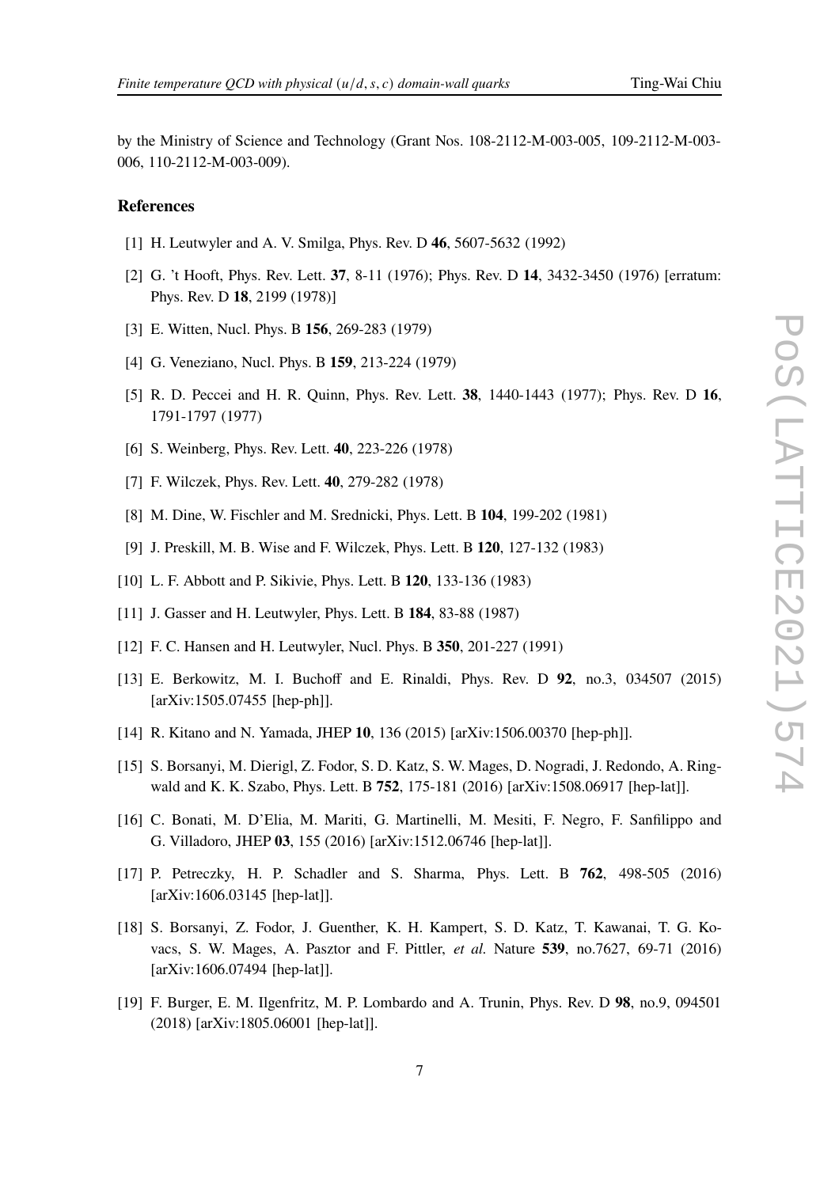by the Ministry of Science and Technology (Grant Nos. 108-2112-M-003-005, 109-2112-M-003-006, 110-2112-M-003-009).

## References

[1] H. Leutwyler and A. V. Smilga, Phys. Rev. D **46**, 5607-5632 (1992)

[2] G. 't Hooft, Phys. Rev. Lett. **37**, 8-11 (1976); Phys. Rev. D **14**, 3432-3450 (1976) [erratum: Phys. Rev. D **18**, 2199 (1978)]

[3] E. Witten, Nucl. Phys. B **156**, 269-283 (1979)

[4] G. Veneziano, Nucl. Phys. B **159**, 213-224 (1979)

[5] R. D. Peccei and H. R. Quinn, Phys. Rev. Lett. **38**, 1440-1443 (1977); Phys. Rev. D **16**, 1791-1797 (1977)

[6] S. Weinberg, Phys. Rev. Lett. **40**, 223-226 (1978)

[7] F. Wilczek, Phys. Rev. Lett. **40**, 279-282 (1978)

[8] M. Dine, W. Fischler and M. Srednicki, Phys. Lett. B **104**, 199-202 (1981)

[9] J. Preskill, M. B. Wise and F. Wilczek, Phys. Lett. B **120**, 127-132 (1983)

[10] L. F. Abbott and P. Sikivie, Phys. Lett. B **120**, 133-136 (1983)

[11] J. Gasser and H. Leutwyler, Phys. Lett. B **184**, 83-88 (1987)

[12] F. C. Hansen and H. Leutwyler, Nucl. Phys. B **350**, 201-227 (1991)

[13] E. Berkowitz, M. I. Buchoff and E. Rinaldi, Phys. Rev. D **92**, no.3, 034507 (2015) [arXiv:1505.07455 [hep-ph]].

[14] R. Kitano and N. Yamada, JHEP **10**, 136 (2015) [arXiv:1506.00370 [hep-ph]].

[15] S. Borsanyi, M. Dierigl, Z. Fodor, S. D. Katz, S. W. Mages, D. Nogradi, J. Redondo, A. Ringwald and K. K. Szabo, Phys. Lett. B **752**, 175-181 (2016) [arXiv:1508.06917 [hep-lat]].

[16] C. Bonati, M. D'Elia, M. Mariti, G. Martinelli, M. Mesiti, F. Negro, F. Sanfilippo and G. Villadoro, JHEP **03**, 155 (2016) [arXiv:1512.06746 [hep-lat]].

[17] P. Petreczky, H. P. Schadler and S. Sharma, Phys. Lett. B **762**, 498-505 (2016) [arXiv:1606.03145 [hep-lat]].

[18] S. Borsanyi, Z. Fodor, J. Guenther, K. H. Kampert, S. D. Katz, T. Kawanai, T. G. Kovacs, S. W. Mages, A. Pasztor and F. Pittler, *et al.* Nature **539**, no.7627, 69-71 (2016) [arXiv:1606.07494 [hep-lat]].

[19] F. Burger, E. M. Ilgenfritz, M. P. Lombardo and A. Trunin, Phys. Rev. D **98**, no.9, 094501 (2018) [arXiv:1805.06001 [hep-lat]].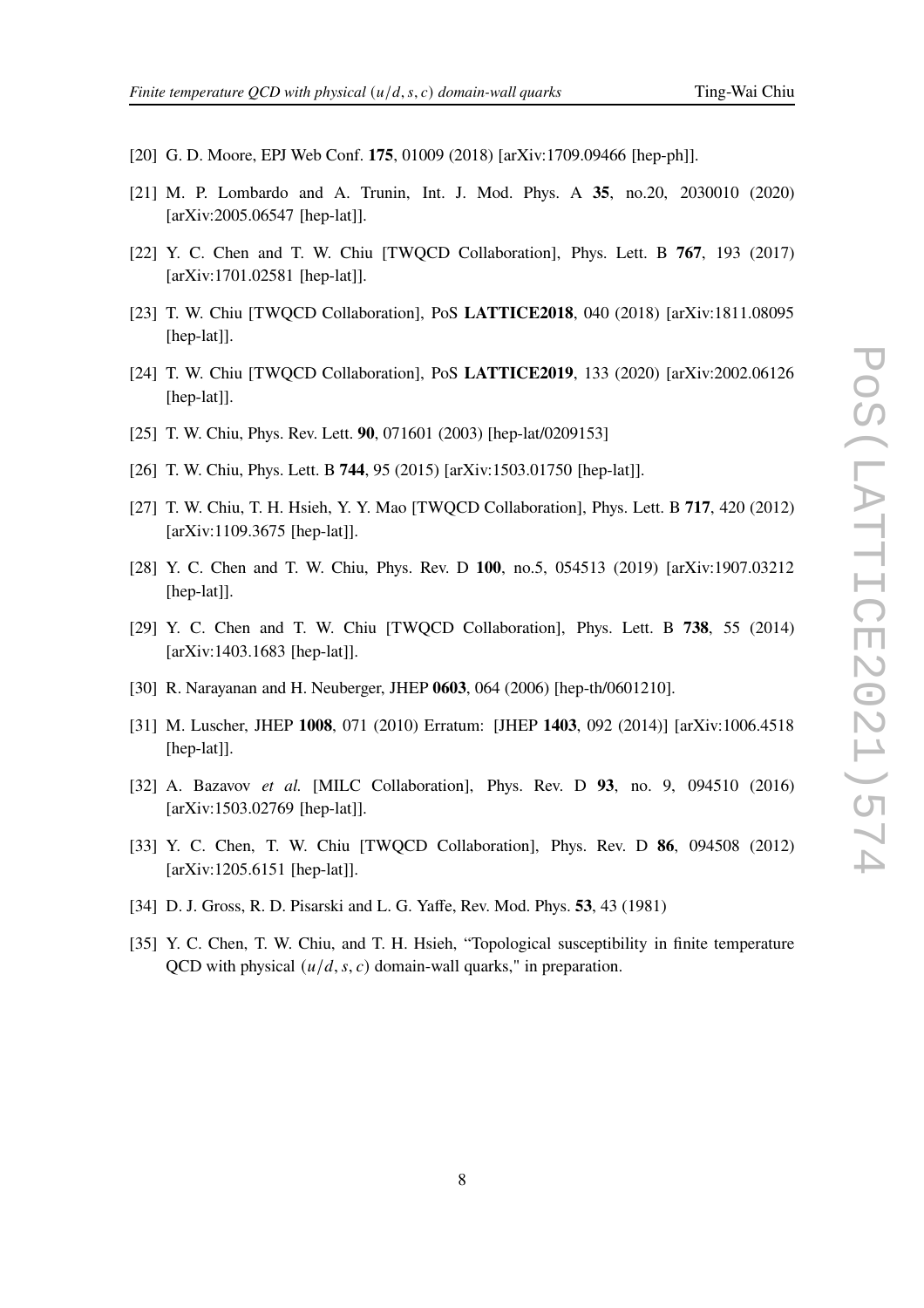[20] G. D. Moore, EPJ Web Conf. **175**, 01009 (2018) [arXiv:1709.09466 [hep-ph]].

[21] M. P. Lombardo and A. Trunin, Int. J. Mod. Phys. A **35**, no.20, 2030010 (2020) [arXiv:2005.06547 [hep-lat]].

[22] Y. C. Chen and T. W. Chiu [TWQCD Collaboration], Phys. Lett. B **767**, 193 (2017) [arXiv:1701.02581 [hep-lat]].

[23] T. W. Chiu [TWQCD Collaboration], PoS **LATTICE2018**, 040 (2018) [arXiv:1811.08095 [hep-lat]].

[24] T. W. Chiu [TWQCD Collaboration], PoS **LATTICE2019**, 133 (2020) [arXiv:2002.06126 [hep-lat]].

[25] T. W. Chiu, Phys. Rev. Lett. **90**, 071601 (2003) [hep-lat/0209153]

[26] T. W. Chiu, Phys. Lett. B **744**, 95 (2015) [arXiv:1503.01750 [hep-lat]].

[27] T. W. Chiu, T. H. Hsieh, Y. Y. Mao [TWQCD Collaboration], Phys. Lett. B **717**, 420 (2012) [arXiv:1109.3675 [hep-lat]].

[28] Y. C. Chen and T. W. Chiu, Phys. Rev. D **100**, no.5, 054513 (2019) [arXiv:1907.03212 [hep-lat]].

[29] Y. C. Chen and T. W. Chiu [TWQCD Collaboration], Phys. Lett. B **738**, 55 (2014) [arXiv:1403.1683 [hep-lat]].

[30] R. Narayanan and H. Neuberger, JHEP **0603**, 064 (2006) [hep-th/0601210].

[31] M. Luscher, JHEP **1008**, 071 (2010) Erratum: [JHEP **1403**, 092 (2014)] [arXiv:1006.4518 [hep-lat]].

[32] A. Bazavov *et al.* [MILC Collaboration], Phys. Rev. D **93**, no. 9, 094510 (2016) [arXiv:1503.02769 [hep-lat]].

[33] Y. C. Chen, T. W. Chiu [TWQCD Collaboration], Phys. Rev. D **86**, 094508 (2012) [arXiv:1205.6151 [hep-lat]].

[34] D. J. Gross, R. D. Pisarski and L. G. Yaffe, Rev. Mod. Phys. **53**, 43 (1981)

[35] Y. C. Chen, T. W. Chiu, and T. H. Hsieh, "Topological susceptibility in finite temperature QCD with physical $(u/d, s, c)$ domain-wall quarks," in preparation.